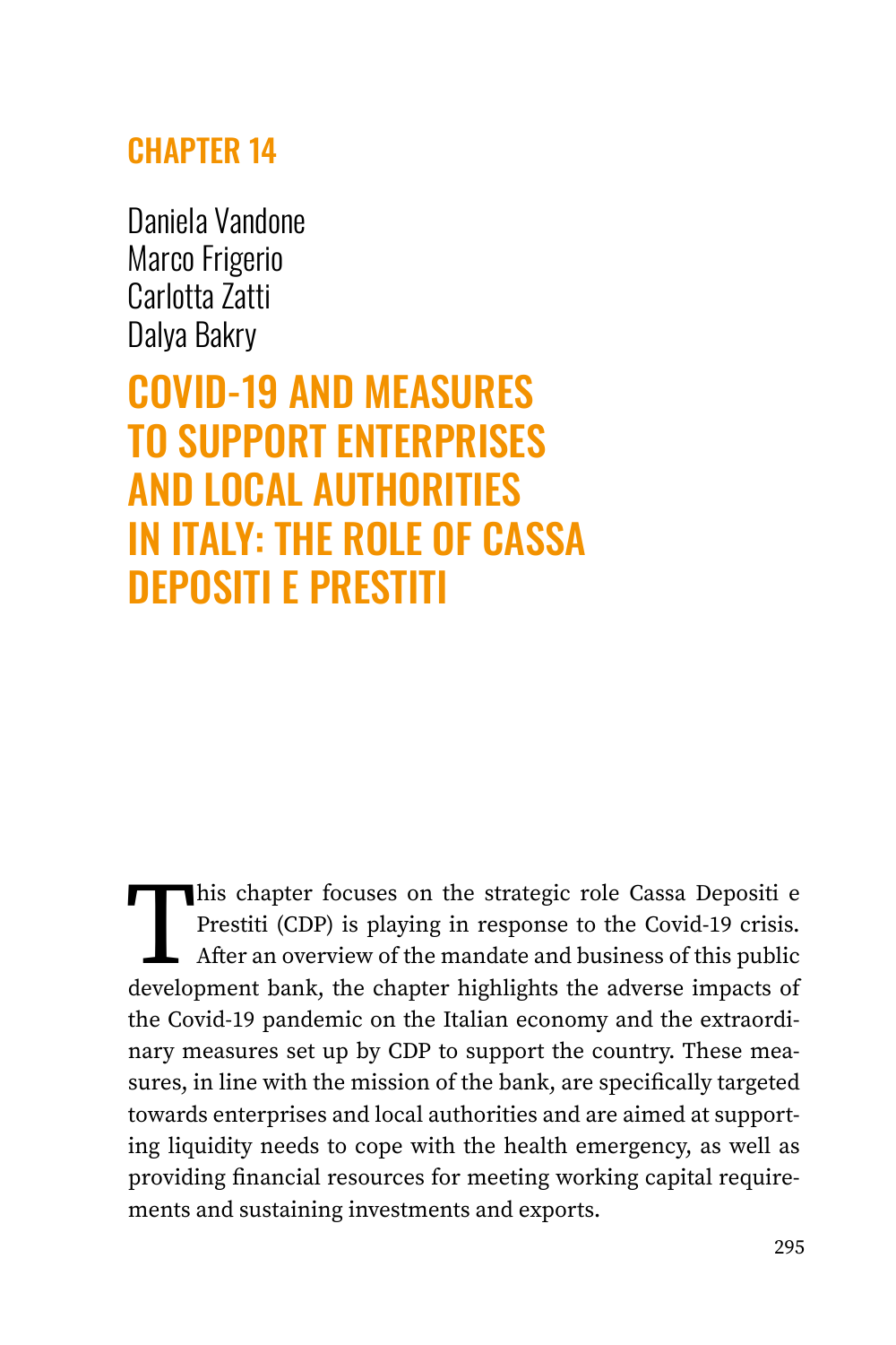# CHAPTER 14

Daniela Vandone
Marco Frigerio
Carlotta Zatti
Dalya Bakry

# COVID-19 AND MEASURES TO SUPPORT ENTERPRISES AND LOCAL AUTHORITIES IN ITALY: THE ROLE OF CASSA DEPOSITI E PRESTITI

This chapter focuses on the strategic role Cassa Depositi e Prestiti (CDP) is playing in response to the Covid-19 crisis. After an overview of the mandate and business of this public development bank, the chapter highlights the adverse impacts of the Covid-19 pandemic on the Italian economy and the extraordinary measures set up by CDP to support the country. These measures, in line with the mission of the bank, are specifically targeted towards enterprises and local authorities and are aimed at supporting liquidity needs to cope with the health emergency, as well as providing financial resources for meeting working capital requirements and sustaining investments and exports.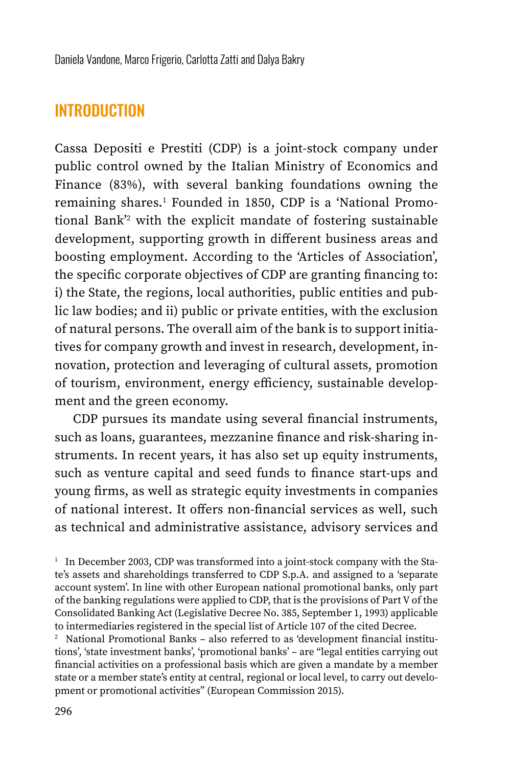## INTRODUCTION

Cassa Depositi e Prestiti (CDP) is a joint-stock company under public control owned by the Italian Ministry of Economics and Finance (83%), with several banking foundations owning the remaining shares.[1] Founded in 1850, CDP is a 'National Promotional Bank'[2] with the explicit mandate of fostering sustainable development, supporting growth in different business areas and boosting employment. According to the 'Articles of Association', the specific corporate objectives of CDP are granting financing to: i) the State, the regions, local authorities, public entities and public law bodies; and ii) public or private entities, with the exclusion of natural persons. The overall aim of the bank is to support initiatives for company growth and invest in research, development, innovation, protection and leveraging of cultural assets, promotion of tourism, environment, energy efficiency, sustainable development and the green economy.

CDP pursues its mandate using several financial instruments, such as loans, guarantees, mezzanine finance and risk-sharing instruments. In recent years, it has also set up equity instruments, such as venture capital and seed funds to finance start-ups and young firms, as well as strategic equity investments in companies of national interest. It offers non-financial services as well, such as technical and administrative assistance, advisory services and

[1] In December 2003, CDP was transformed into a joint-stock company with the State's assets and shareholdings transferred to CDP S.p.A. and assigned to a 'separate account system'. In line with other European national promotional banks, only part of the banking regulations were applied to CDP, that is the provisions of Part V of the Consolidated Banking Act (Legislative Decree No. 385, September 1, 1993) applicable to intermediaries registered in the special list of Article 107 of the cited Decree.

[2] National Promotional Banks – also referred to as 'development financial institutions', 'state investment banks', 'promotional banks' – are "legal entities carrying out financial activities on a professional basis which are given a mandate by a member state or a member state's entity at central, regional or local level, to carry out development or promotional activities" (European Commission 2015).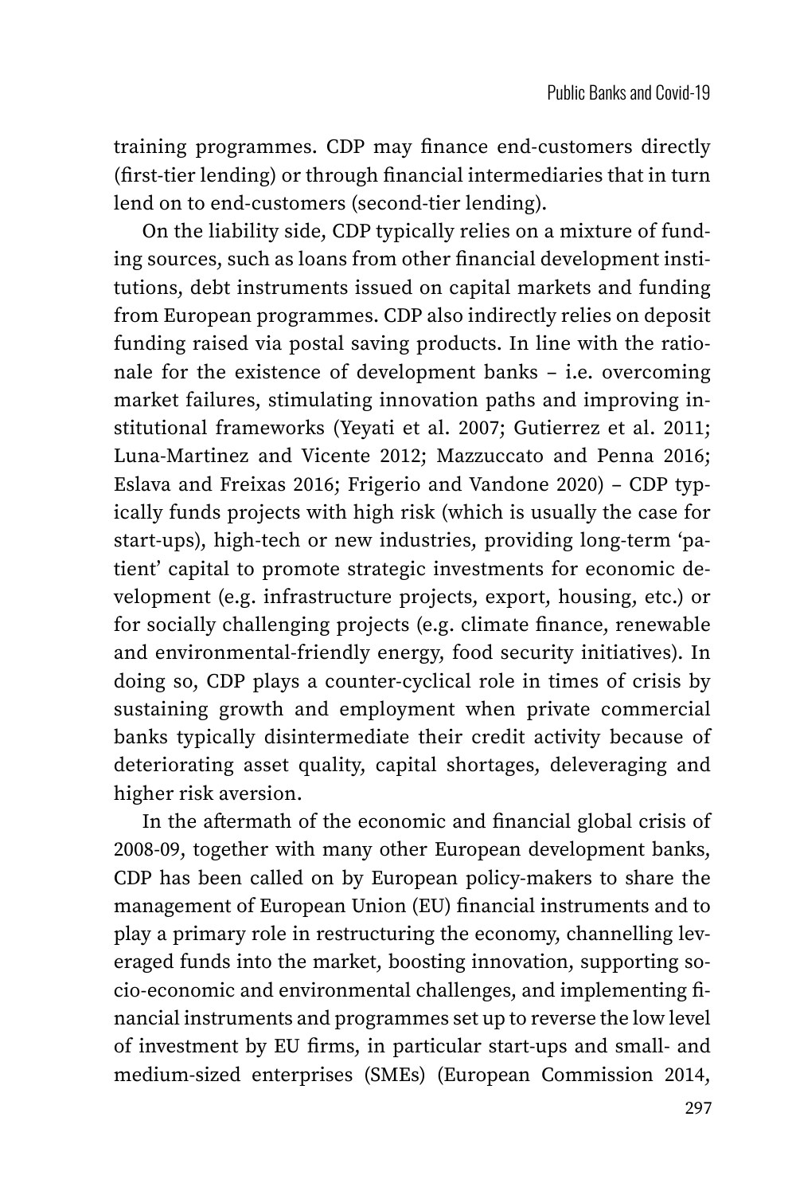training programmes. CDP may finance end-customers directly (first-tier lending) or through financial intermediaries that in turn lend on to end-customers (second-tier lending).

On the liability side, CDP typically relies on a mixture of funding sources, such as loans from other financial development institutions, debt instruments issued on capital markets and funding from European programmes. CDP also indirectly relies on deposit funding raised via postal saving products. In line with the rationale for the existence of development banks – i.e. overcoming market failures, stimulating innovation paths and improving institutional frameworks (Yeyati et al. 2007; Gutierrez et al. 2011; Luna-Martinez and Vicente 2012; Mazzuccato and Penna 2016; Eslava and Freixas 2016; Frigerio and Vandone 2020) – CDP typically funds projects with high risk (which is usually the case for start-ups), high-tech or new industries, providing long-term 'patient' capital to promote strategic investments for economic development (e.g. infrastructure projects, export, housing, etc.) or for socially challenging projects (e.g. climate finance, renewable and environmental-friendly energy, food security initiatives). In doing so, CDP plays a counter-cyclical role in times of crisis by sustaining growth and employment when private commercial banks typically disintermediate their credit activity because of deteriorating asset quality, capital shortages, deleveraging and higher risk aversion.

In the aftermath of the economic and financial global crisis of 2008-09, together with many other European development banks, CDP has been called on by European policy-makers to share the management of European Union (EU) financial instruments and to play a primary role in restructuring the economy, channelling leveraged funds into the market, boosting innovation, supporting socio-economic and environmental challenges, and implementing financial instruments and programmes set up to reverse the low level of investment by EU firms, in particular start-ups and small- and medium-sized enterprises (SMEs) (European Commission 2014,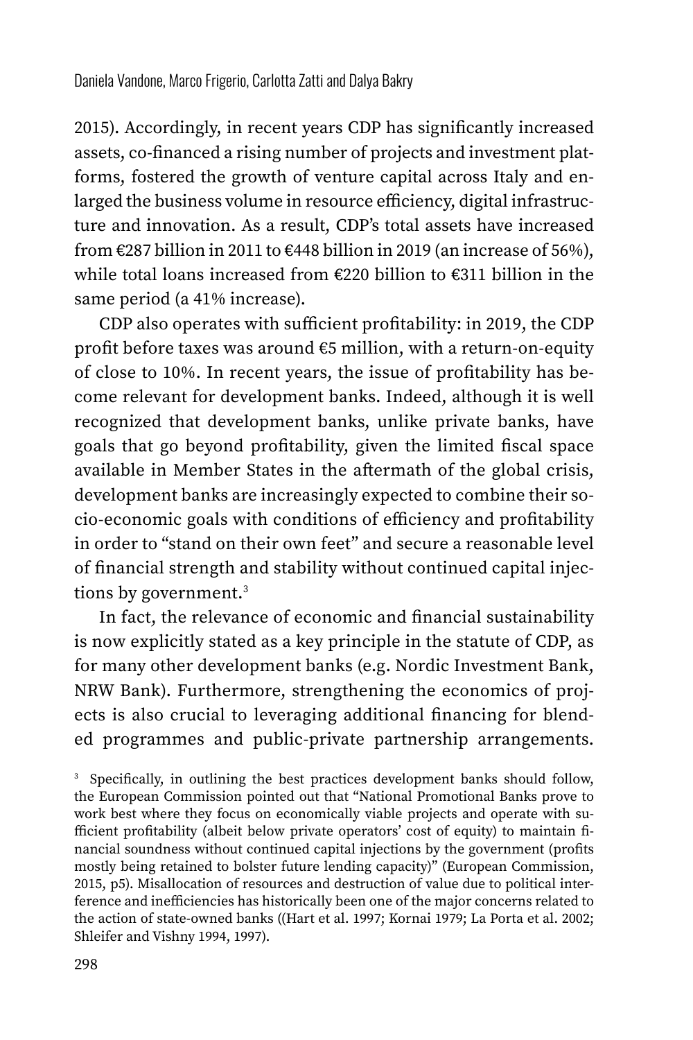2015). Accordingly, in recent years CDP has significantly increased assets, co-financed a rising number of projects and investment platforms, fostered the growth of venture capital across Italy and enlarged the business volume in resource efficiency, digital infrastructure and innovation. As a result, CDP's total assets have increased from €287 billion in 2011 to €448 billion in 2019 (an increase of 56%), while total loans increased from €220 billion to €311 billion in the same period (a 41% increase).

CDP also operates with sufficient profitability: in 2019, the CDP profit before taxes was around €5 million, with a return-on-equity of close to 10%. In recent years, the issue of profitability has become relevant for development banks. Indeed, although it is well recognized that development banks, unlike private banks, have goals that go beyond profitability, given the limited fiscal space available in Member States in the aftermath of the global crisis, development banks are increasingly expected to combine their socio-economic goals with conditions of efficiency and profitability in order to "stand on their own feet" and secure a reasonable level of financial strength and stability without continued capital injections by government.[3]

In fact, the relevance of economic and financial sustainability is now explicitly stated as a key principle in the statute of CDP, as for many other development banks (e.g. Nordic Investment Bank, NRW Bank). Furthermore, strengthening the economics of projects is also crucial to leveraging additional financing for blended programmes and public-private partnership arrangements.

[3] Specifically, in outlining the best practices development banks should follow, the European Commission pointed out that "National Promotional Banks prove to work best where they focus on economically viable projects and operate with sufficient profitability (albeit below private operators' cost of equity) to maintain financial soundness without continued capital injections by the government (profits mostly being retained to bolster future lending capacity)" (European Commission, 2015, p5). Misallocation of resources and destruction of value due to political interference and inefficiencies has historically been one of the major concerns related to the action of state-owned banks ((Hart et al. 1997; Kornai 1979; La Porta et al. 2002; Shleifer and Vishny 1994, 1997).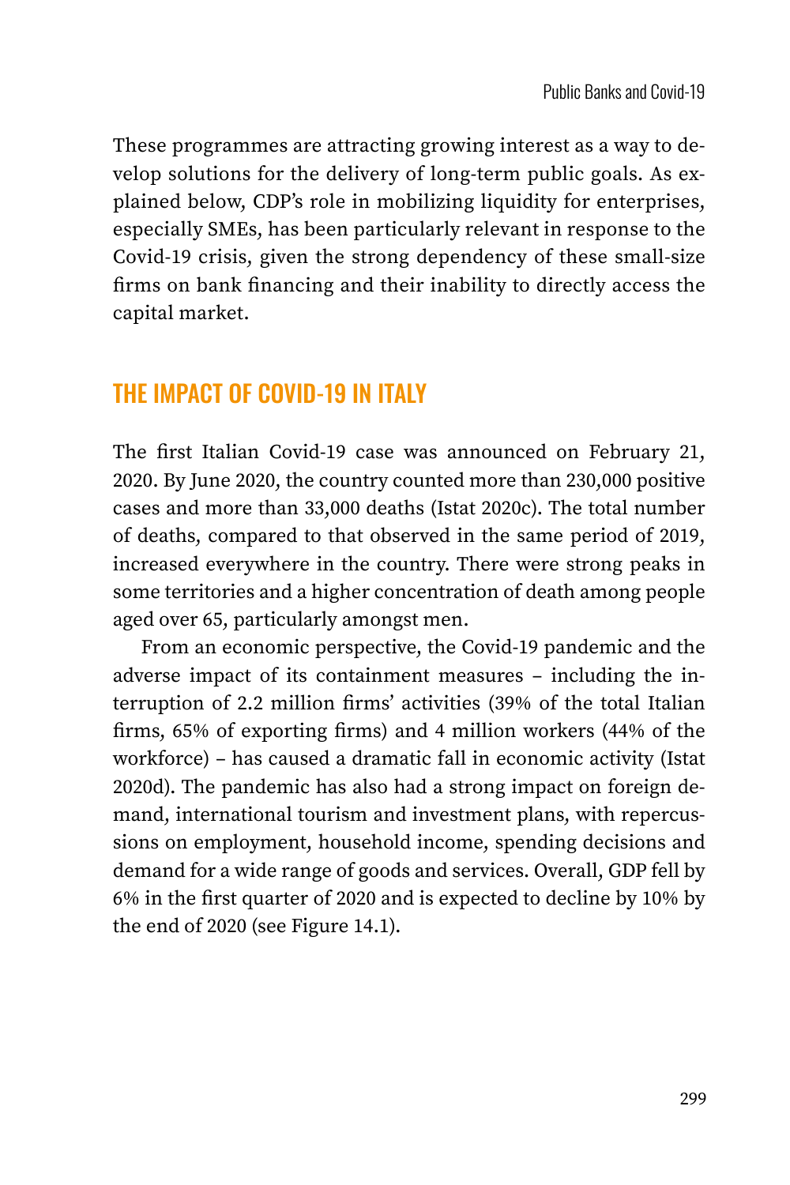These programmes are attracting growing interest as a way to develop solutions for the delivery of long-term public goals. As explained below, CDP's role in mobilizing liquidity for enterprises, especially SMEs, has been particularly relevant in response to the Covid-19 crisis, given the strong dependency of these small-size firms on bank financing and their inability to directly access the capital market.

## THE IMPACT OF COVID-19 IN ITALY

The first Italian Covid-19 case was announced on February 21, 2020. By June 2020, the country counted more than 230,000 positive cases and more than 33,000 deaths (Istat 2020c). The total number of deaths, compared to that observed in the same period of 2019, increased everywhere in the country. There were strong peaks in some territories and a higher concentration of death among people aged over 65, particularly amongst men.

From an economic perspective, the Covid-19 pandemic and the adverse impact of its containment measures – including the interruption of 2.2 million firms' activities (39% of the total Italian firms, 65% of exporting firms) and 4 million workers (44% of the workforce) – has caused a dramatic fall in economic activity (Istat 2020d). The pandemic has also had a strong impact on foreign demand, international tourism and investment plans, with repercussions on employment, household income, spending decisions and demand for a wide range of goods and services. Overall, GDP fell by 6% in the first quarter of 2020 and is expected to decline by 10% by the end of 2020 (see Figure 14.1).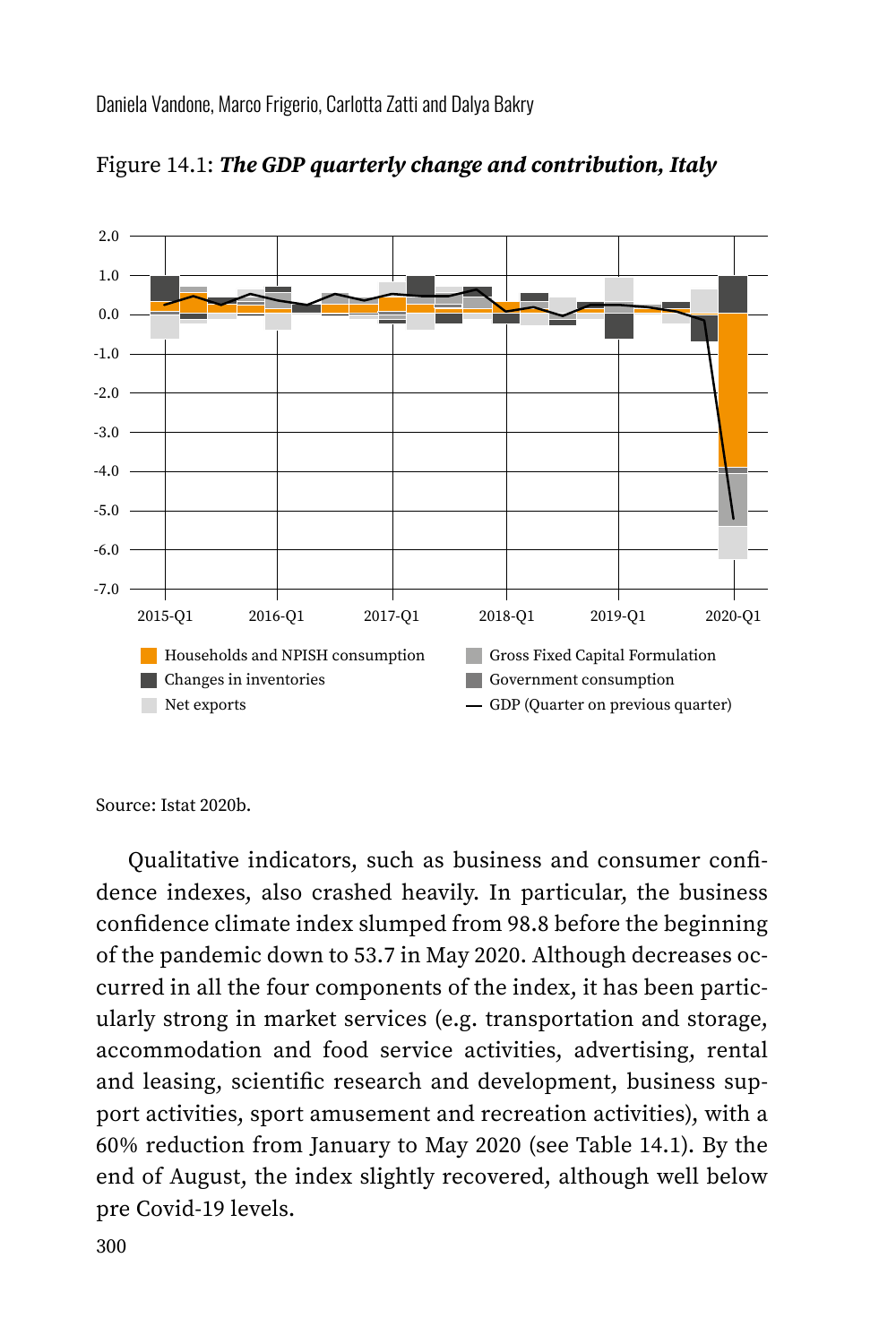Figure 14.1: ***The GDP quarterly change and contribution, Italy***

Source: Istat 2020b.

Qualitative indicators, such as business and consumer confidence indexes, also crashed heavily. In particular, the business confidence climate index slumped from 98.8 before the beginning of the pandemic down to 53.7 in May 2020. Although decreases occurred in all the four components of the index, it has been particularly strong in market services (e.g. transportation and storage, accommodation and food service activities, advertising, rental and leasing, scientific research and development, business support activities, sport amusement and recreation activities), with a 60% reduction from January to May 2020 (see Table 14.1). By the end of August, the index slightly recovered, although well below pre Covid-19 levels.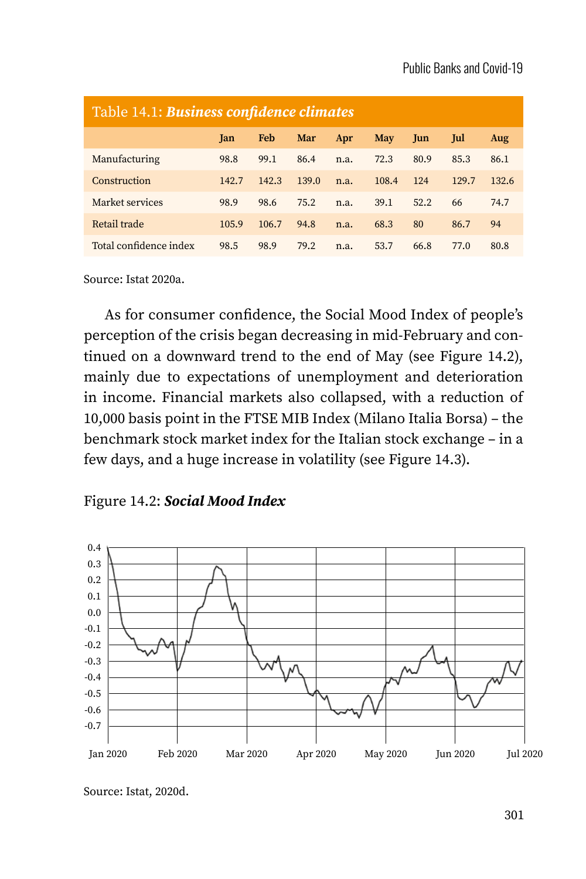Table 14.1: ***Business confidence climates***

| | Jan | Feb | Mar | Apr | May | Jun | Jul | Aug |
|---|---|---|---|---|---|---|---|---|
| Manufacturing | 98.8 | 99.1 | 86.4 | n.a. | 72.3 | 80.9 | 85.3 | 86.1 |
| Construction | 142.7 | 142.3 | 139.0 | n.a. | 108.4 | 124 | 129.7 | 132.6 |
| Market services | 98.9 | 98.6 | 75.2 | n.a. | 39.1 | 52.2 | 66 | 74.7 |
| Retail trade | 105.9 | 106.7 | 94.8 | n.a. | 68.3 | 80 | 86.7 | 94 |
| Total confidence index | 98.5 | 98.9 | 79.2 | n.a. | 53.7 | 66.8 | 77.0 | 80.8 |

Source: Istat 2020a.

As for consumer confidence, the Social Mood Index of people's perception of the crisis began decreasing in mid-February and continued on a downward trend to the end of May (see Figure 14.2), mainly due to expectations of unemployment and deterioration in income. Financial markets also collapsed, with a reduction of 10,000 basis point in the FTSE MIB Index (Milano Italia Borsa) – the benchmark stock market index for the Italian stock exchange – in a few days, and a huge increase in volatility (see Figure 14.3).

Figure 14.2: ***Social Mood Index***

Source: Istat, 2020d.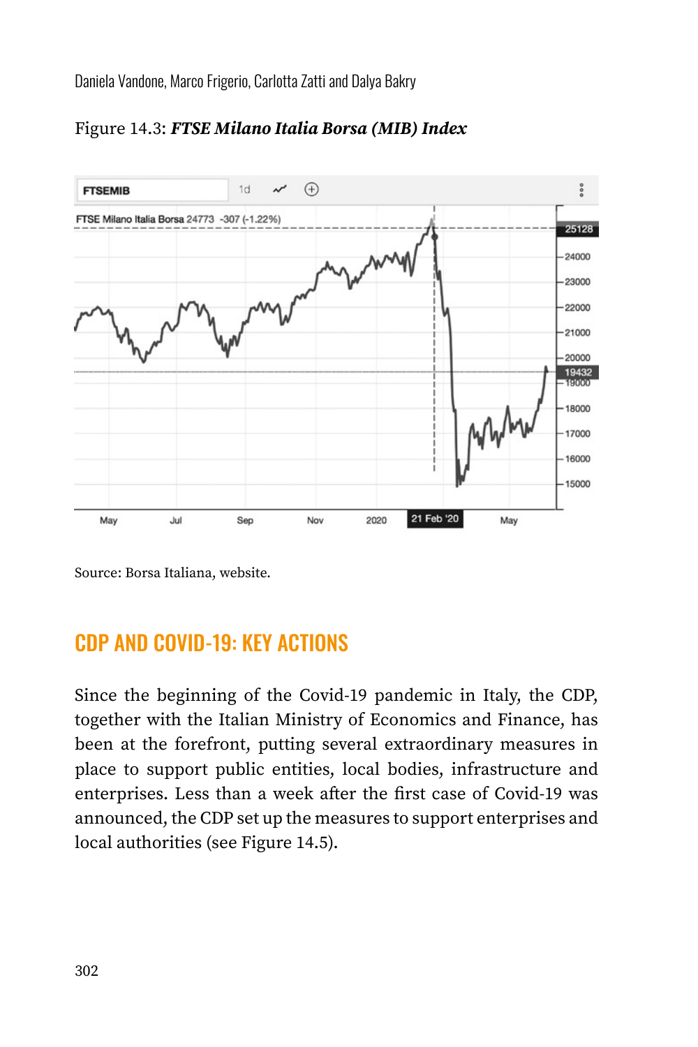Figure 14.3: ***FTSE Milano Italia Borsa (MIB) Index***

Source: Borsa Italiana, website.

## CDP AND COVID-19: KEY ACTIONS

Since the beginning of the Covid-19 pandemic in Italy, the CDP, together with the Italian Ministry of Economics and Finance, has been at the forefront, putting several extraordinary measures in place to support public entities, local bodies, infrastructure and enterprises. Less than a week after the first case of Covid-19 was announced, the CDP set up the measures to support enterprises and local authorities (see Figure 14.5).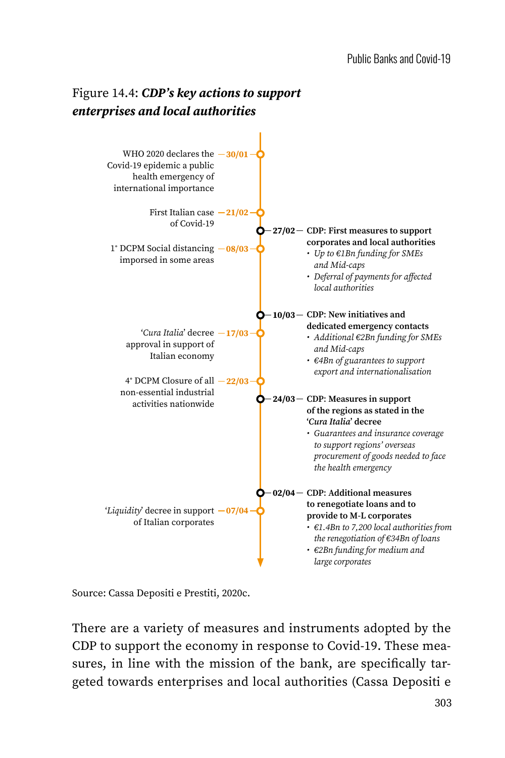Figure 14.4: ***CDP's key actions to support enterprises and local authorities***

- **30/01** — WHO 2020 declares the Covid-19 epidemic a public health emergency of international importance
- **21/02** — First Italian case of Covid-19
- **27/02** — **CDP: First measures to support corporates and local authorities**
  - *Up to €1Bn funding for SMEs and Mid-caps*
  - *Deferral of payments for affected local authorities*
- **08/03** — 1° DCPM Social distancing imporsed in some areas
- **10/03** — **CDP: New initiatives and dedicated emergency contacts**
  - *Additional €2Bn funding for SMEs and Mid-caps*
  - *€4Bn of guarantees to support export and internationalisation*
- **17/03** — '*Cura Italia*' decree approval in support of Italian economy
- **22/03** — 4° DCPM Closure of all non-essential industrial activities nationwide
- **24/03** — **CDP: Measures in support of the regions as stated in the '*Cura Italia*' decree**
  - *Guarantees and insurance coverage to support regions' overseas procurement of goods needed to face the health emergency*
- **02/04** — **CDP: Additional measures to renegotiate loans and to provide to M-L corporates**
  - *€1.4Bn to 7,200 local authorities from the renegotiation of €34Bn of loans*
  - *€2Bn funding for medium and large corporates*
- **07/04** — '*Liquidity*' decree in support of Italian corporates

Source: Cassa Depositi e Prestiti, 2020c.

There are a variety of measures and instruments adopted by the CDP to support the economy in response to Covid-19. These measures, in line with the mission of the bank, are specifically targeted towards enterprises and local authorities (Cassa Depositi e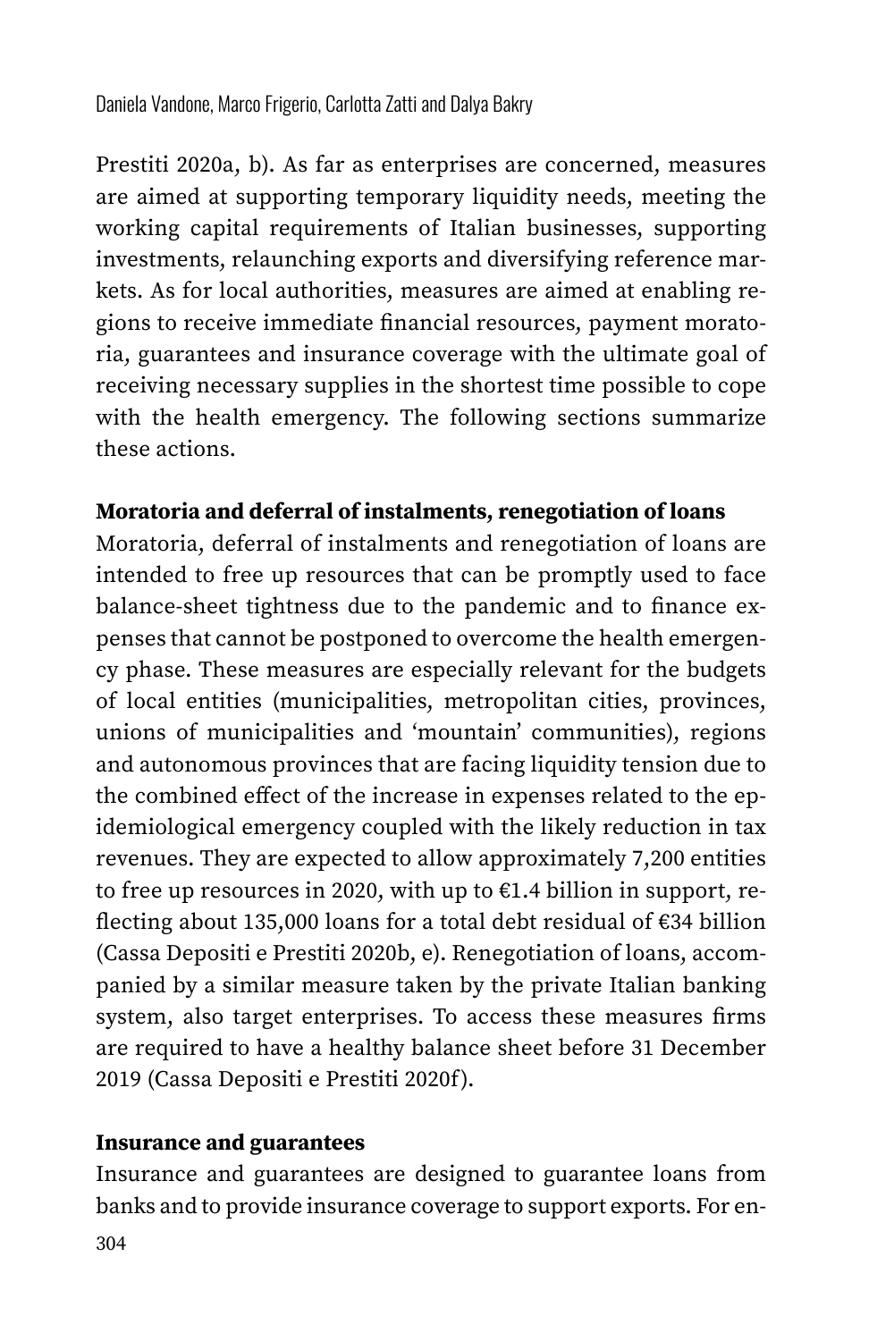Prestiti 2020a, b). As far as enterprises are concerned, measures are aimed at supporting temporary liquidity needs, meeting the working capital requirements of Italian businesses, supporting investments, relaunching exports and diversifying reference markets. As for local authorities, measures are aimed at enabling regions to receive immediate financial resources, payment moratoria, guarantees and insurance coverage with the ultimate goal of receiving necessary supplies in the shortest time possible to cope with the health emergency. The following sections summarize these actions.

**Moratoria and deferral of instalments, renegotiation of loans**

Moratoria, deferral of instalments and renegotiation of loans are intended to free up resources that can be promptly used to face balance-sheet tightness due to the pandemic and to finance expenses that cannot be postponed to overcome the health emergency phase. These measures are especially relevant for the budgets of local entities (municipalities, metropolitan cities, provinces, unions of municipalities and 'mountain' communities), regions and autonomous provinces that are facing liquidity tension due to the combined effect of the increase in expenses related to the epidemiological emergency coupled with the likely reduction in tax revenues. They are expected to allow approximately 7,200 entities to free up resources in 2020, with up to €1.4 billion in support, reflecting about 135,000 loans for a total debt residual of €34 billion (Cassa Depositi e Prestiti 2020b, e). Renegotiation of loans, accompanied by a similar measure taken by the private Italian banking system, also target enterprises. To access these measures firms are required to have a healthy balance sheet before 31 December 2019 (Cassa Depositi e Prestiti 2020f).

**Insurance and guarantees**

Insurance and guarantees are designed to guarantee loans from banks and to provide insurance coverage to support exports. For en-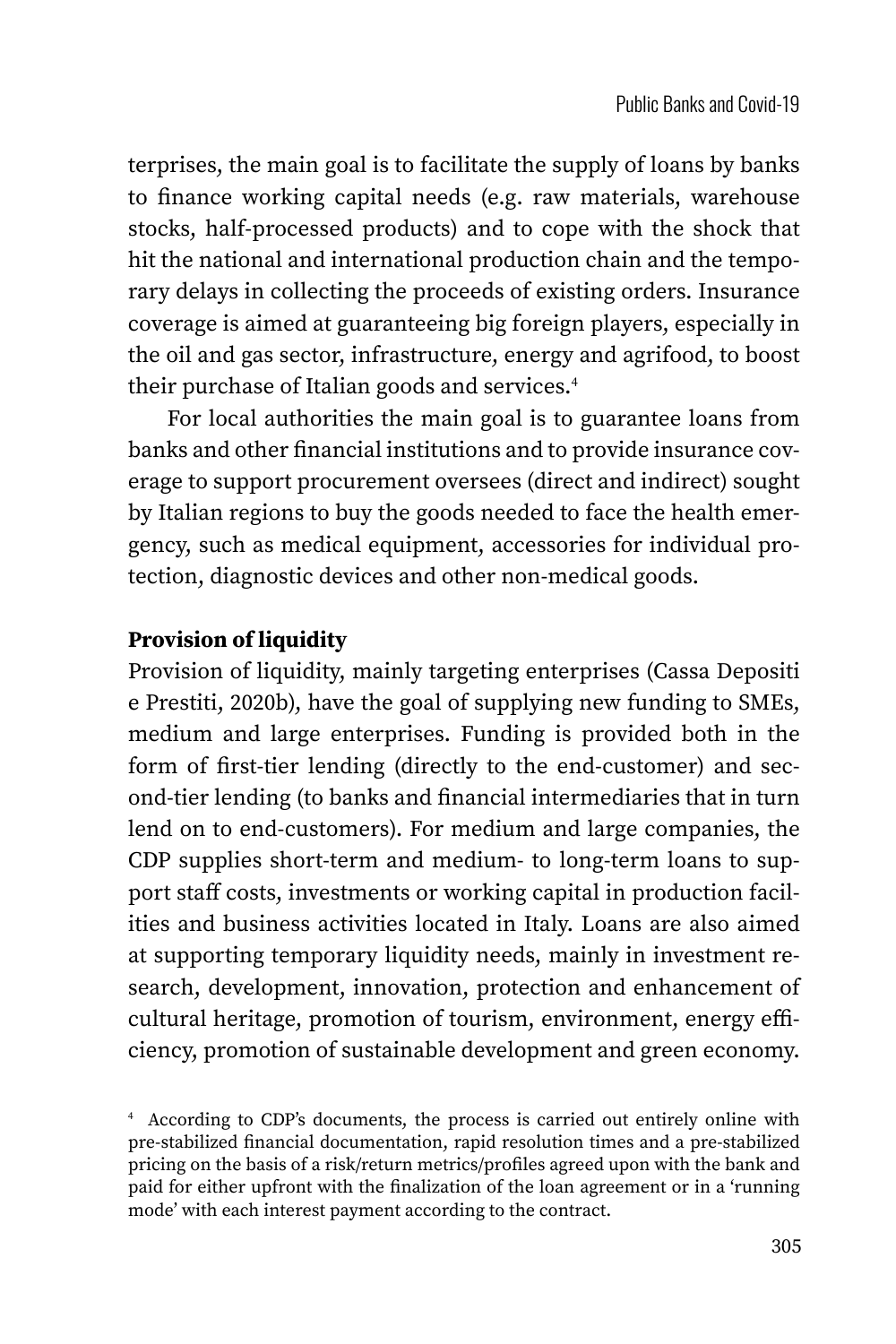terprises, the main goal is to facilitate the supply of loans by banks to finance working capital needs (e.g. raw materials, warehouse stocks, half-processed products) and to cope with the shock that hit the national and international production chain and the temporary delays in collecting the proceeds of existing orders. Insurance coverage is aimed at guaranteeing big foreign players, especially in the oil and gas sector, infrastructure, energy and agrifood, to boost their purchase of Italian goods and services.[4]

For local authorities the main goal is to guarantee loans from banks and other financial institutions and to provide insurance coverage to support procurement oversees (direct and indirect) sought by Italian regions to buy the goods needed to face the health emergency, such as medical equipment, accessories for individual protection, diagnostic devices and other non-medical goods.

**Provision of liquidity**

Provision of liquidity, mainly targeting enterprises (Cassa Depositi e Prestiti, 2020b), have the goal of supplying new funding to SMEs, medium and large enterprises. Funding is provided both in the form of first-tier lending (directly to the end-customer) and second-tier lending (to banks and financial intermediaries that in turn lend on to end-customers). For medium and large companies, the CDP supplies short-term and medium- to long-term loans to support staff costs, investments or working capital in production facilities and business activities located in Italy. Loans are also aimed at supporting temporary liquidity needs, mainly in investment research, development, innovation, protection and enhancement of cultural heritage, promotion of tourism, environment, energy efficiency, promotion of sustainable development and green economy.

[4] According to CDP's documents, the process is carried out entirely online with pre-stabilized financial documentation, rapid resolution times and a pre-stabilized pricing on the basis of a risk/return metrics/profiles agreed upon with the bank and paid for either upfront with the finalization of the loan agreement or in a 'running mode' with each interest payment according to the contract.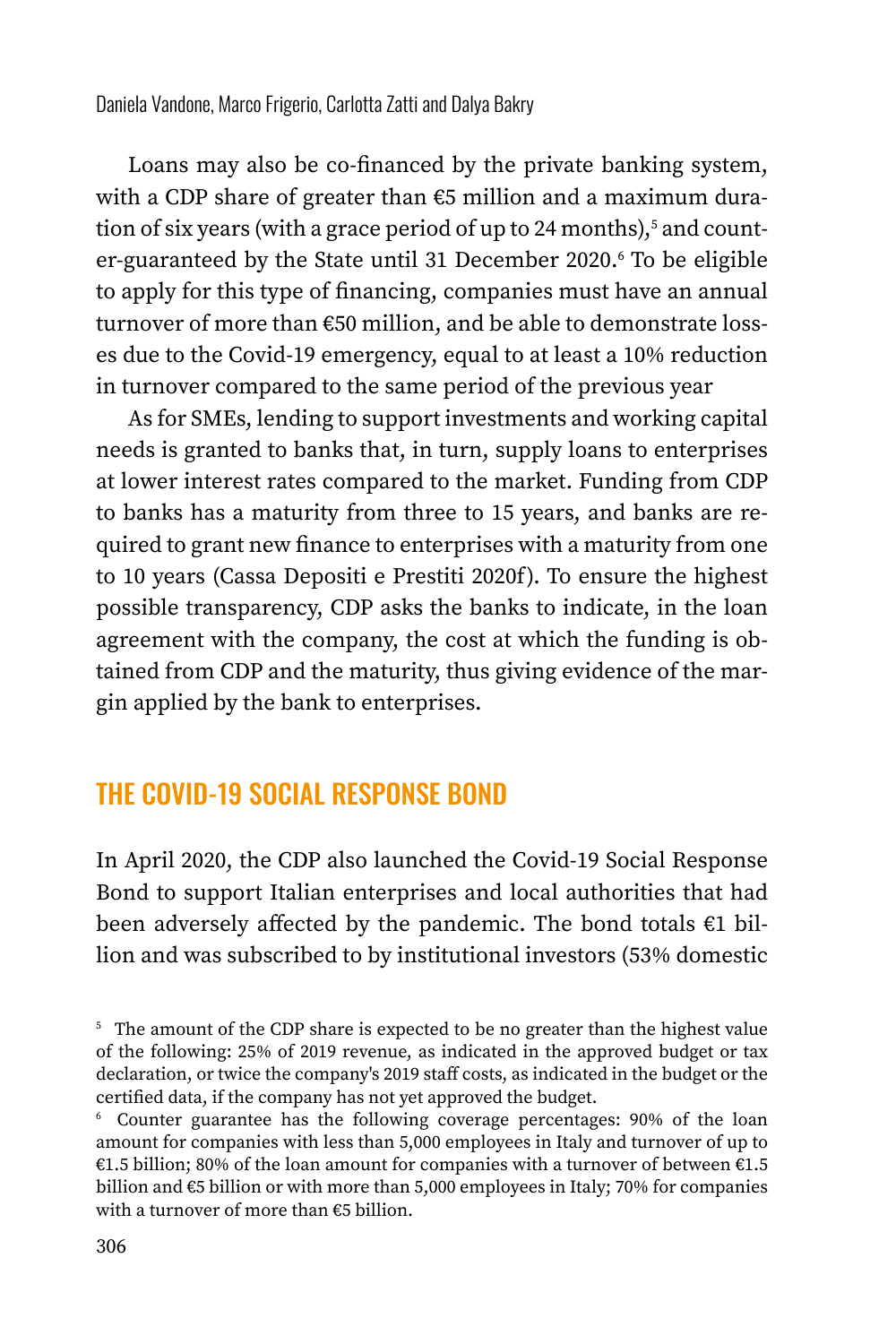Loans may also be co-financed by the private banking system, with a CDP share of greater than €5 million and a maximum duration of six years (with a grace period of up to 24 months),[5] and counter-guaranteed by the State until 31 December 2020.[6] To be eligible to apply for this type of financing, companies must have an annual turnover of more than €50 million, and be able to demonstrate losses due to the Covid-19 emergency, equal to at least a 10% reduction in turnover compared to the same period of the previous year

As for SMEs, lending to support investments and working capital needs is granted to banks that, in turn, supply loans to enterprises at lower interest rates compared to the market. Funding from CDP to banks has a maturity from three to 15 years, and banks are required to grant new finance to enterprises with a maturity from one to 10 years (Cassa Depositi e Prestiti 2020f). To ensure the highest possible transparency, CDP asks the banks to indicate, in the loan agreement with the company, the cost at which the funding is obtained from CDP and the maturity, thus giving evidence of the margin applied by the bank to enterprises.

## THE COVID-19 SOCIAL RESPONSE BOND

In April 2020, the CDP also launched the Covid-19 Social Response Bond to support Italian enterprises and local authorities that had been adversely affected by the pandemic. The bond totals €1 billion and was subscribed to by institutional investors (53% domestic

[5] The amount of the CDP share is expected to be no greater than the highest value of the following: 25% of 2019 revenue, as indicated in the approved budget or tax declaration, or twice the company's 2019 staff costs, as indicated in the budget or the certified data, if the company has not yet approved the budget.

[6] Counter guarantee has the following coverage percentages: 90% of the loan amount for companies with less than 5,000 employees in Italy and turnover of up to €1.5 billion; 80% of the loan amount for companies with a turnover of between €1.5 billion and €5 billion or with more than 5,000 employees in Italy; 70% for companies with a turnover of more than €5 billion.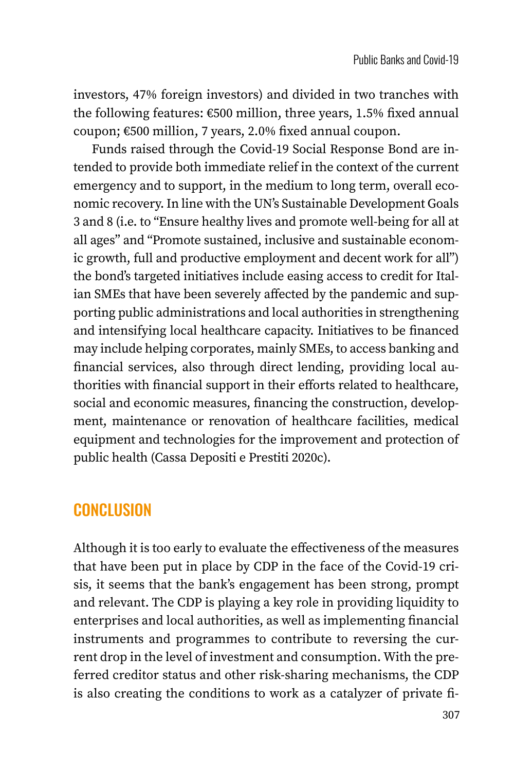investors, 47% foreign investors) and divided in two tranches with the following features: €500 million, three years, 1.5% fixed annual coupon; €500 million, 7 years, 2.0% fixed annual coupon.

Funds raised through the Covid-19 Social Response Bond are intended to provide both immediate relief in the context of the current emergency and to support, in the medium to long term, overall economic recovery. In line with the UN's Sustainable Development Goals 3 and 8 (i.e. to "Ensure healthy lives and promote well-being for all at all ages" and "Promote sustained, inclusive and sustainable economic growth, full and productive employment and decent work for all") the bond's targeted initiatives include easing access to credit for Italian SMEs that have been severely affected by the pandemic and supporting public administrations and local authorities in strengthening and intensifying local healthcare capacity. Initiatives to be financed may include helping corporates, mainly SMEs, to access banking and financial services, also through direct lending, providing local authorities with financial support in their efforts related to healthcare, social and economic measures, financing the construction, development, maintenance or renovation of healthcare facilities, medical equipment and technologies for the improvement and protection of public health (Cassa Depositi e Prestiti 2020c).

## CONCLUSION

Although it is too early to evaluate the effectiveness of the measures that have been put in place by CDP in the face of the Covid-19 crisis, it seems that the bank's engagement has been strong, prompt and relevant. The CDP is playing a key role in providing liquidity to enterprises and local authorities, as well as implementing financial instruments and programmes to contribute to reversing the current drop in the level of investment and consumption. With the preferred creditor status and other risk-sharing mechanisms, the CDP is also creating the conditions to work as a catalyzer of private fi-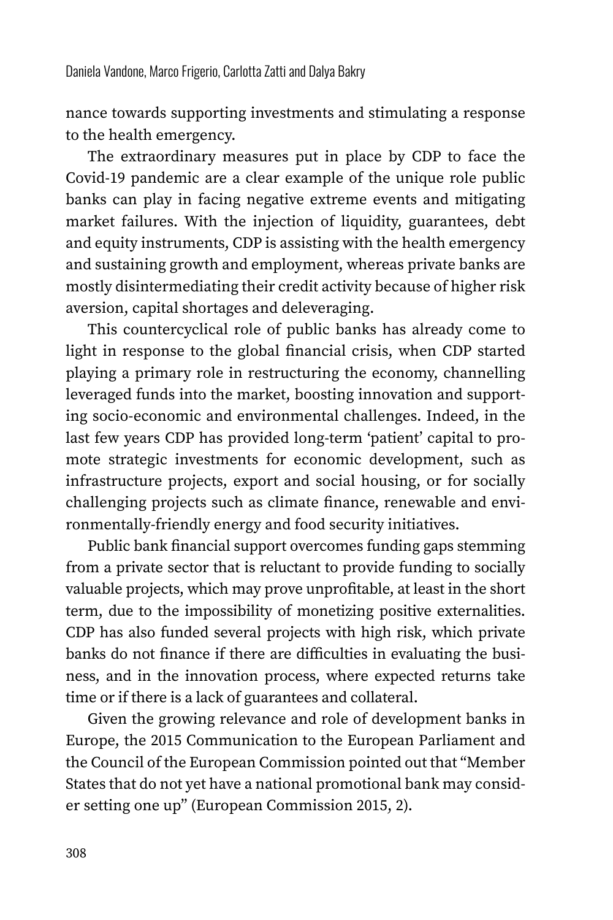nance towards supporting investments and stimulating a response to the health emergency.

The extraordinary measures put in place by CDP to face the Covid-19 pandemic are a clear example of the unique role public banks can play in facing negative extreme events and mitigating market failures. With the injection of liquidity, guarantees, debt and equity instruments, CDP is assisting with the health emergency and sustaining growth and employment, whereas private banks are mostly disintermediating their credit activity because of higher risk aversion, capital shortages and deleveraging.

This countercyclical role of public banks has already come to light in response to the global financial crisis, when CDP started playing a primary role in restructuring the economy, channelling leveraged funds into the market, boosting innovation and supporting socio-economic and environmental challenges. Indeed, in the last few years CDP has provided long-term 'patient' capital to promote strategic investments for economic development, such as infrastructure projects, export and social housing, or for socially challenging projects such as climate finance, renewable and environmentally-friendly energy and food security initiatives.

Public bank financial support overcomes funding gaps stemming from a private sector that is reluctant to provide funding to socially valuable projects, which may prove unprofitable, at least in the short term, due to the impossibility of monetizing positive externalities. CDP has also funded several projects with high risk, which private banks do not finance if there are difficulties in evaluating the business, and in the innovation process, where expected returns take time or if there is a lack of guarantees and collateral.

Given the growing relevance and role of development banks in Europe, the 2015 Communication to the European Parliament and the Council of the European Commission pointed out that "Member States that do not yet have a national promotional bank may consider setting one up" (European Commission 2015, 2).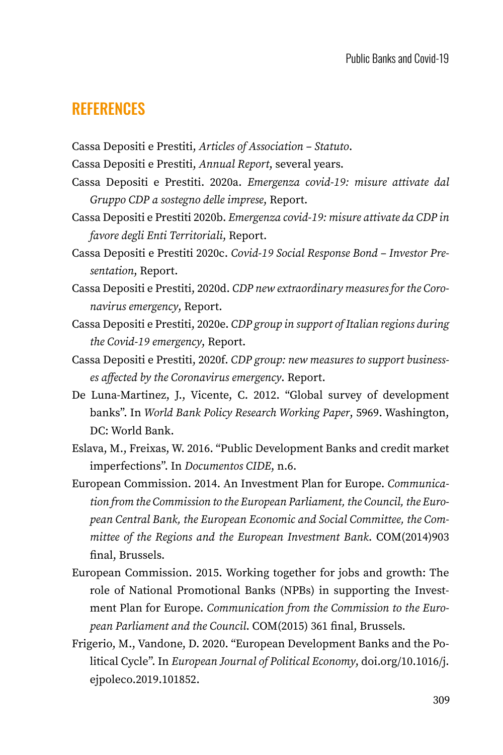## REFERENCES

Cassa Depositi e Prestiti, *Articles of Association – Statuto*.

Cassa Depositi e Prestiti, *Annual Report*, several years.

Cassa Depositi e Prestiti. 2020a. *Emergenza covid-19: misure attivate dal Gruppo CDP a sostegno delle imprese*, Report.

Cassa Depositi e Prestiti 2020b. *Emergenza covid-19: misure attivate da CDP in favore degli Enti Territoriali*, Report.

Cassa Depositi e Prestiti 2020c. *Covid-19 Social Response Bond – Investor Presentation*, Report.

Cassa Depositi e Prestiti, 2020d. *CDP new extraordinary measures for the Coronavirus emergency*, Report.

Cassa Depositi e Prestiti, 2020e. *CDP group in support of Italian regions during the Covid-19 emergency*, Report.

Cassa Depositi e Prestiti, 2020f. *CDP group: new measures to support businesses affected by the Coronavirus emergency*. Report.

De Luna-Martinez, J., Vicente, C. 2012. "Global survey of development banks". In *World Bank Policy Research Working Paper*, 5969. Washington, DC: World Bank.

Eslava, M., Freixas, W. 2016. "Public Development Banks and credit market imperfections". In *Documentos CIDE*, n.6.

European Commission. 2014. An Investment Plan for Europe. *Communication from the Commission to the European Parliament, the Council, the European Central Bank, the European Economic and Social Committee, the Committee of the Regions and the European Investment Bank*. COM(2014)903 final, Brussels.

European Commission. 2015. Working together for jobs and growth: The role of National Promotional Banks (NPBs) in supporting the Investment Plan for Europe. *Communication from the Commission to the European Parliament and the Council*. COM(2015) 361 final, Brussels.

Frigerio, M., Vandone, D. 2020. "European Development Banks and the Political Cycle". In *European Journal of Political Economy*, doi.org/10.1016/j.ejpoleco.2019.101852.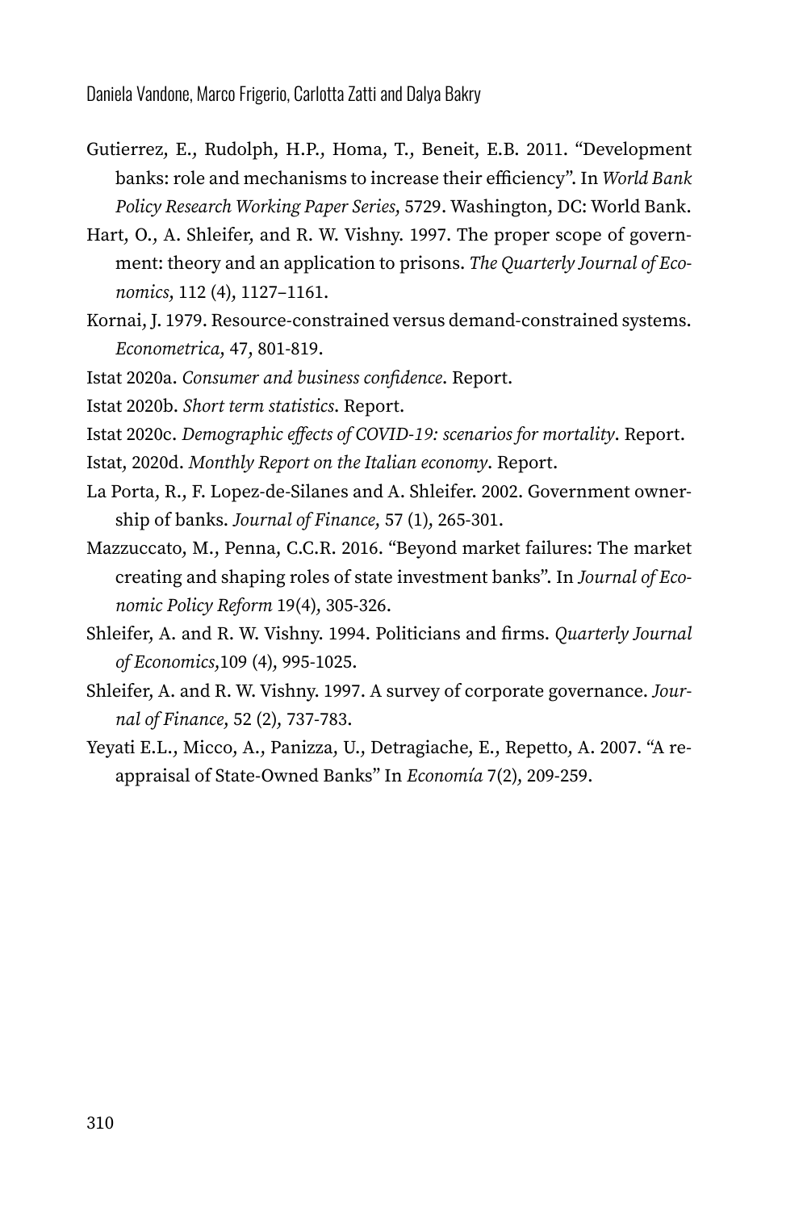Gutierrez, E., Rudolph, H.P., Homa, T., Beneit, E.B. 2011. "Development banks: role and mechanisms to increase their efficiency". In *World Bank Policy Research Working Paper Series*, 5729. Washington, DC: World Bank.

Hart, O., A. Shleifer, and R. W. Vishny. 1997. The proper scope of government: theory and an application to prisons. *The Quarterly Journal of Economics*, 112 (4), 1127–1161.

Kornai, J. 1979. Resource-constrained versus demand-constrained systems. *Econometrica*, 47, 801-819.

Istat 2020a. *Consumer and business confidence*. Report.

Istat 2020b. *Short term statistics*. Report.

Istat 2020c. *Demographic effects of COVID-19: scenarios for mortality*. Report.

Istat, 2020d. *Monthly Report on the Italian economy*. Report.

La Porta, R., F. Lopez-de-Silanes and A. Shleifer. 2002. Government ownership of banks. *Journal of Finance*, 57 (1), 265-301.

Mazzuccato, M., Penna, C.C.R. 2016. "Beyond market failures: The market creating and shaping roles of state investment banks". In *Journal of Economic Policy Reform* 19(4), 305-326.

Shleifer, A. and R. W. Vishny. 1994. Politicians and firms. *Quarterly Journal of Economics*,109 (4), 995-1025.

Shleifer, A. and R. W. Vishny. 1997. A survey of corporate governance. *Journal of Finance*, 52 (2), 737-783.

Yeyati E.L., Micco, A., Panizza, U., Detragiache, E., Repetto, A. 2007. "A reappraisal of State-Owned Banks" In *Economía* 7(2), 209-259.